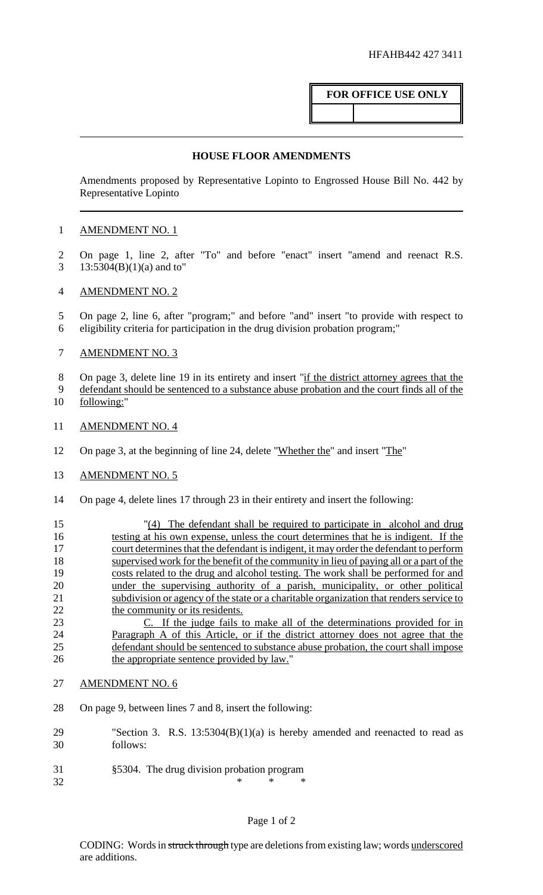HFAHB442 427 3411

**FOR OFFICE USE ONLY**

## HOUSE FLOOR AMENDMENTS

Amendments proposed by Representative Lopinto to Engrossed House Bill No. 442 by Representative Lopinto

AMENDMENT NO. 1

On page 1, line 2, after "To" and before "enact" insert "amend and reenact R.S. 13:5304(B)(1)(a) and to"

AMENDMENT NO. 2

On page 2, line 6, after "program;" and before "and" insert "to provide with respect to eligibility criteria for participation in the drug division probation program;"

AMENDMENT NO. 3

On page 3, delete line 19 in its entirety and insert "if the district attorney agrees that the defendant should be sentenced to a substance abuse probation and the court finds all of the following:"

AMENDMENT NO. 4

On page 3, at the beginning of line 24, delete "Whether the" and insert "The"

AMENDMENT NO. 5

On page 4, delete lines 17 through 23 in their entirety and insert the following:

"(4) The defendant shall be required to participate in alcohol and drug testing at his own expense, unless the court determines that he is indigent. If the court determines that the defendant is indigent, it may order the defendant to perform supervised work for the benefit of the community in lieu of paying all or a part of the costs related to the drug and alcohol testing. The work shall be performed for and under the supervising authority of a parish, municipality, or other political subdivision or agency of the state or a charitable organization that renders service to the community or its residents.

C. If the judge fails to make all of the determinations provided for in Paragraph A of this Article, or if the district attorney does not agree that the defendant should be sentenced to substance abuse probation, the court shall impose the appropriate sentence provided by law."

AMENDMENT NO. 6

On page 9, between lines 7 and 8, insert the following:

"Section 3. R.S. 13:5304(B)(1)(a) is hereby amended and reenacted to read as follows:

§5304. The drug division probation program

\* \* \*

CODING: Words in ~~struck through~~ type are deletions from existing law; words underscored are additions.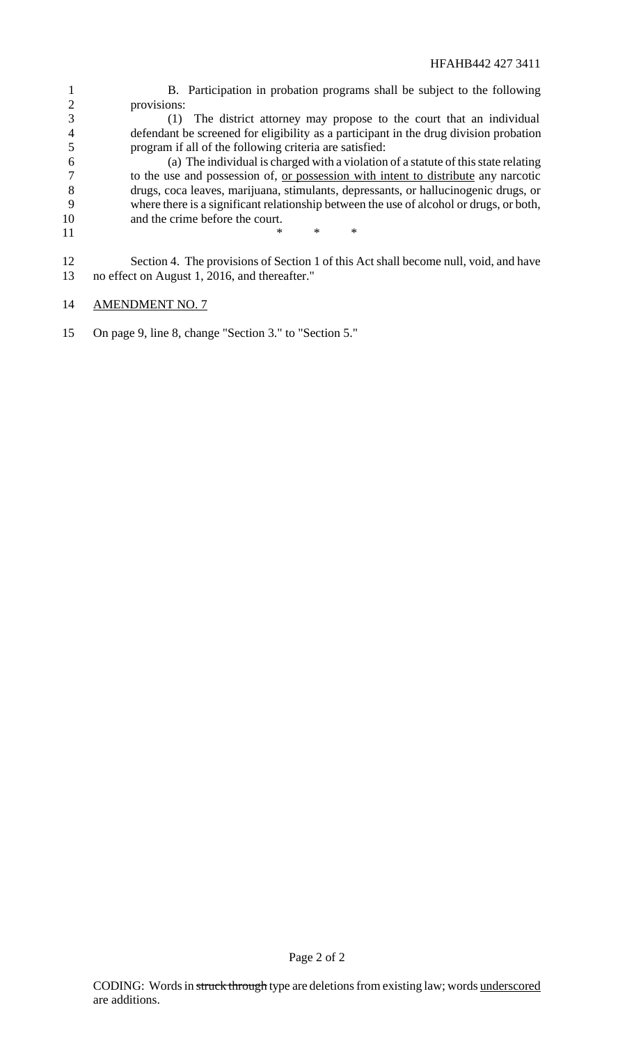B. Participation in probation programs shall be subject to the following provisions:

(1) The district attorney may propose to the court that an individual defendant be screened for eligibility as a participant in the drug division probation program if all of the following criteria are satisfied:

(a) The individual is charged with a violation of a statute of this state relating to the use and possession of, <u>or possession with intent to distribute</u> any narcotic drugs, coca leaves, marijuana, stimulants, depressants, or hallucinogenic drugs, or where there is a significant relationship between the use of alcohol or drugs, or both, and the crime before the court.

\* \* \*

Section 4. The provisions of Section 1 of this Act shall become null, void, and have no effect on August 1, 2016, and thereafter."

<u>AMENDMENT NO. 7</u>

On page 9, line 8, change "Section 3." to "Section 5."

CODING: Words in ~~struck through~~ type are deletions from existing law; words <u>underscored</u> are additions.